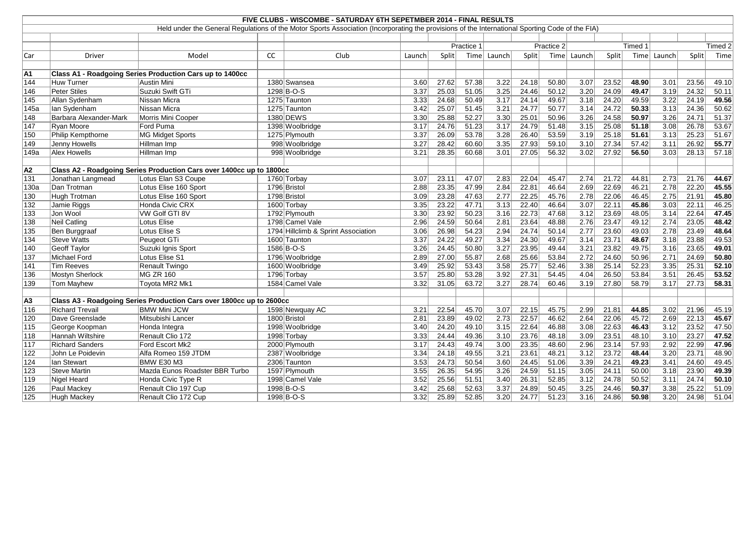# FIVE CLUBS - WISCOMBE - SATURDAY 6TH SEPETMBER 2014 - FINAL RESULTS

Held under the General Regulations of the Motor Sports Association (Incorporating the provisions of the International Sporting Code of the FIA)

| | | | | | | | Practice 1 | | | Practice 2 | | | Timed 1 | | | Timed 2 |
|---|---|---|---|---|---|---|---|---|---|---|---|---|---|---|---|---|
| Car | Driver | Model | CC | Club | Launch | Split | Time | Launch | Split | Time | Launch | Split | Time | Launch | Split | Time |
| **A1** | **Class A1 - Roadgoing Series Production Cars up to 1400cc** | | | | | | | | | | | | | | | |
| 144 | Huw Turner | Austin Mini | 1380 | Swansea | 3.60 | 27.62 | 57.38 | 3.22 | 24.18 | 50.80 | 3.07 | 23.52 | **48.90** | 3.01 | 23.56 | 49.10 |
| 146 | Peter Stiles | Suzuki Swift GTi | 1298 | B-O-S | 3.37 | 25.03 | 51.05 | 3.25 | 24.46 | 50.12 | 3.20 | 24.09 | **49.47** | 3.19 | 24.32 | 50.11 |
| 145 | Allan Sydenham | Nissan Micra | 1275 | Taunton | 3.33 | 24.68 | 50.49 | 3.17 | 24.14 | 49.67 | 3.18 | 24.20 | 49.59 | 3.22 | 24.19 | **49.56** |
| 145a | Ian Sydenham | Nissan Micra | 1275 | Taunton | 3.42 | 25.07 | 51.45 | 3.21 | 24.77 | 50.77 | 3.14 | 24.72 | **50.33** | 3.13 | 24.36 | 50.62 |
| 148 | Barbara Alexander-Mark | Morris Mini Cooper | 1380 | DEWS | 3.30 | 25.88 | 52.27 | 3.30 | 25.01 | 50.96 | 3.26 | 24.58 | **50.97** | 3.26 | 24.71 | 51.37 |
| 147 | Ryan Moore | Ford Puma | 1398 | Woolbridge | 3.17 | 24.76 | 51.23 | 3.17 | 24.79 | 51.48 | 3.15 | 25.08 | **51.18** | 3.08 | 26.78 | 53.67 |
| 150 | Philip Kempthorne | MG Midget Sports | 1275 | Plymouth | 3.37 | 26.09 | 53.78 | 3.28 | 26.40 | 53.59 | 3.19 | 25.18 | **51.61** | 3.13 | 25.23 | 51.67 |
| 149 | Jenny Howells | Hillman Imp | 998 | Woolbridge | 3.27 | 28.42 | 60.60 | 3.35 | 27.93 | 59.10 | 3.10 | 27.34 | 57.42 | 3.11 | 26.92 | **55.77** |
| 149a | Alex Howells | Hillman Imp | 998 | Woolbridge | 3.21 | 28.35 | 60.68 | 3.01 | 27.05 | 56.32 | 3.02 | 27.92 | **56.50** | 3.03 | 28.13 | 57.18 |
| **A2** | **Class A2 - Roadgoing Series Production Cars over 1400cc up to 1800cc** | | | | | | | | | | | | | | | |
| 131 | Jonathan Langmead | Lotus Elan S3 Coupe | 1760 | Torbay | 3.07 | 23.11 | 47.07 | 2.83 | 22.04 | 45.47 | 2.74 | 21.72 | 44.81 | 2.73 | 21.76 | **44.67** |
| 130a | Dan Trotman | Lotus Elise 160 Sport | 1796 | Bristol | 2.88 | 23.35 | 47.99 | 2.84 | 22.81 | 46.64 | 2.69 | 22.69 | 46.21 | 2.78 | 22.20 | **45.55** |
| 130 | Hugh Trotman | Lotus Elise 160 Sport | 1798 | Bristol | 3.09 | 23.28 | 47.63 | 2.77 | 22.25 | 45.76 | 2.78 | 22.06 | 46.45 | 2.75 | 21.91 | **45.80** |
| 132 | Jamie Riggs | Honda Civic CRX | 1600 | Torbay | 3.35 | 23.22 | 47.71 | 3.13 | 22.40 | 46.64 | 3.07 | 22.11 | **45.86** | 3.03 | 22.11 | 46.25 |
| 133 | Jon Wool | VW Golf GTI 8V | 1792 | Plymouth | 3.30 | 23.92 | 50.23 | 3.16 | 22.73 | 47.68 | 3.12 | 23.69 | 48.05 | 3.14 | 22.64 | **47.45** |
| 138 | Neil Catling | Lotus Elise | 1798 | Camel Vale | 2.96 | 24.59 | 50.64 | 2.81 | 23.64 | 48.88 | 2.76 | 23.47 | 49.12 | 2.74 | 23.05 | **48.42** |
| 135 | Ben Burggraaf | Lotus Elise S | 1794 | Hillclimb & Sprint Association | 3.06 | 26.98 | 54.23 | 2.94 | 24.74 | 50.14 | 2.77 | 23.60 | 49.03 | 2.78 | 23.49 | **48.64** |
| 134 | Steve Watts | Peugeot GTi | 1600 | Taunton | 3.37 | 24.22 | 49.27 | 3.34 | 24.30 | 49.67 | 3.14 | 23.71 | **48.67** | 3.18 | 23.88 | 49.53 |
| 140 | Geoff Taylor | Suzuki Ignis Sport | 1586 | B-O-S | 3.26 | 24.45 | 50.80 | 3.27 | 23.95 | 49.44 | 3.21 | 23.82 | 49.75 | 3.16 | 23.65 | **49.01** |
| 137 | Michael Ford | Lotus Elise S1 | 1796 | Woolbridge | 2.89 | 27.00 | 55.87 | 2.68 | 25.66 | 53.84 | 2.72 | 24.60 | 50.96 | 2.71 | 24.69 | **50.80** |
| 141 | Tim Reeves | Renault Twingo | 1600 | Woolbridge | 3.49 | 25.92 | 53.43 | 3.58 | 25.77 | 52.46 | 3.38 | 25.14 | 52.23 | 3.35 | 25.31 | **52.10** |
| 136 | Mostyn Sherlock | MG ZR 160 | 1796 | Torbay | 3.57 | 25.80 | 53.28 | 3.92 | 27.31 | 54.45 | 4.04 | 26.50 | 53.84 | 3.51 | 26.45 | **53.52** |
| 139 | Tom Mayhew | Toyota MR2 Mk1 | 1584 | Camel Vale | 3.32 | 31.05 | 63.72 | 3.27 | 28.74 | 60.46 | 3.19 | 27.80 | 58.79 | 3.17 | 27.73 | **58.31** |
| **A3** | **Class A3 - Roadgoing Series Production Cars over 1800cc up to 2600cc** | | | | | | | | | | | | | | | |
| 116 | Richard Trevail | BMW Mini JCW | 1598 | Newquay AC | 3.21 | 22.54 | 45.70 | 3.07 | 22.15 | 45.75 | 2.99 | 21.81 | **44.85** | 3.02 | 21.96 | 45.19 |
| 120 | Dave Greenslade | Mitsubishi Lancer | 1800 | Bristol | 2.81 | 23.89 | 49.02 | 2.73 | 22.57 | 46.62 | 2.64 | 22.06 | 45.72 | 2.69 | 22.13 | **45.67** |
| 115 | George Koopman | Honda Integra | 1998 | Woolbridge | 3.40 | 24.20 | 49.10 | 3.15 | 22.64 | 46.88 | 3.08 | 22.63 | **46.43** | 3.12 | 23.52 | 47.50 |
| 118 | Hannah Wiltshire | Renault Clio 172 | 1998 | Torbay | 3.33 | 24.44 | 49.36 | 3.10 | 23.76 | 48.18 | 3.09 | 23.51 | 48.10 | 3.10 | 23.27 | **47.52** |
| 117 | Richard Sanders | Ford Escort Mk2 | 2000 | Plymouth | 3.17 | 24.43 | 49.74 | 3.00 | 23.35 | 48.60 | 2.96 | 23.14 | 57.93 | 2.92 | 22.99 | **47.96** |
| 122 | John Le Poidevin | Alfa Romeo 159 JTDM | 2387 | Woolbridge | 3.34 | 24.18 | 49.55 | 3.21 | 23.61 | 48.21 | 3.12 | 23.72 | **48.44** | 3.20 | 23.71 | 48.90 |
| 124 | Ian Stewart | BMW E30 M3 | 2306 | Taunton | 3.53 | 24.73 | 50.54 | 3.60 | 24.45 | 51.06 | 3.39 | 24.21 | **49.23** | 3.41 | 24.60 | 49.45 |
| 123 | Steve Martin | Mazda Eunos Roadster BBR Turbo | 1597 | Plymouth | 3.55 | 26.35 | 54.95 | 3.26 | 24.59 | 51.15 | 3.05 | 24.11 | 50.00 | 3.18 | 23.90 | **49.39** |
| 119 | Nigel Heard | Honda Civic Type R | 1998 | Camel Vale | 3.52 | 25.56 | 51.51 | 3.40 | 26.31 | 52.85 | 3.12 | 24.78 | 50.52 | 3.11 | 24.74 | **50.10** |
| 126 | Paul Mackey | Renault Clio 197 Cup | 1998 | B-O-S | 3.42 | 25.68 | 52.63 | 3.37 | 24.89 | 50.45 | 3.25 | 24.46 | **50.37** | 3.38 | 25.22 | 51.09 |
| 125 | Hugh Mackey | Renault Clio 172 Cup | 1998 | B-O-S | 3.32 | 25.89 | 52.85 | 3.20 | 24.77 | 51.23 | 3.16 | 24.86 | **50.98** | 3.20 | 24.98 | 51.04 |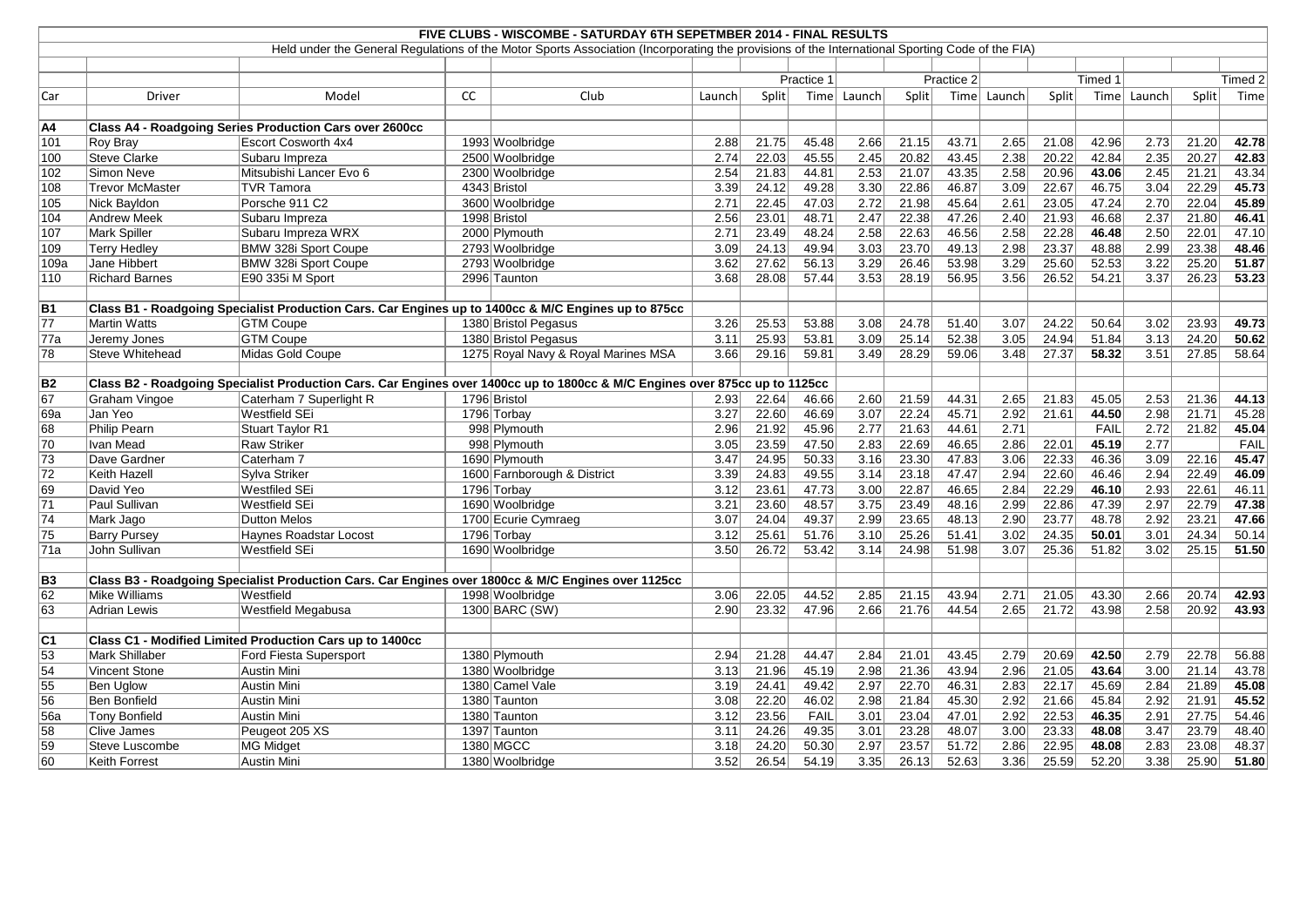# FIVE CLUBS - WISCOMBE - SATURDAY 6TH SEPETMBER 2014 - FINAL RESULTS

Held under the General Regulations of the Motor Sports Association (Incorporating the provisions of the International Sporting Code of the FIA)

| | | | | | | | Practice 1 | | | Practice 2 | | | Timed 1 | | | Timed 2 |
|---|---|---|---|---|---|---|---|---|---|---|---|---|---|---|---|---|
| Car | Driver | Model | CC | Club | Launch | Split | Time | Launch | Split | Time | Launch | Split | Time | Launch | Split | Time |
| A4 | Class A4 - Roadgoing Series Production Cars over 2600cc | | | | | | | | | | | | | | | |
| 101 | Roy Bray | Escort Cosworth 4x4 | 1993 | Woolbridge | 2.88 | 21.75 | 45.48 | 2.66 | 21.15 | 43.71 | 2.65 | 21.08 | 42.96 | 2.73 | 21.20 | **42.78** |
| 100 | Steve Clarke | Subaru Impreza | 2500 | Woolbridge | 2.74 | 22.03 | 45.55 | 2.45 | 20.82 | 43.45 | 2.38 | 20.22 | 42.84 | 2.35 | 20.27 | **42.83** |
| 102 | Simon Neve | Mitsubishi Lancer Evo 6 | 2300 | Woolbridge | 2.54 | 21.83 | 44.81 | 2.53 | 21.07 | 43.35 | 2.58 | 20.96 | **43.06** | 2.45 | 21.21 | 43.34 |
| 108 | Trevor McMaster | TVR Tamora | 4343 | Bristol | 3.39 | 24.12 | 49.28 | 3.30 | 22.86 | 46.87 | 3.09 | 22.67 | 46.75 | 3.04 | 22.29 | **45.73** |
| 105 | Nick Bayldon | Porsche 911 C2 | 3600 | Woolbridge | 2.71 | 22.45 | 47.03 | 2.72 | 21.98 | 45.64 | 2.61 | 23.05 | 47.24 | 2.70 | 22.04 | **45.89** |
| 104 | Andrew Meek | Subaru Impreza | 1998 | Bristol | 2.56 | 23.01 | 48.71 | 2.47 | 22.38 | 47.26 | 2.40 | 21.93 | 46.68 | 2.37 | 21.80 | **46.41** |
| 107 | Mark Spiller | Subaru Impreza WRX | 2000 | Plymouth | 2.71 | 23.49 | 48.24 | 2.58 | 22.63 | 46.56 | 2.58 | 22.28 | **46.48** | 2.50 | 22.01 | 47.10 |
| 109 | Terry Hedley | BMW 328i Sport Coupe | 2793 | Woolbridge | 3.09 | 24.13 | 49.94 | 3.03 | 23.70 | 49.13 | 2.98 | 23.37 | 48.88 | 2.99 | 23.38 | **48.46** |
| 109a | Jane Hibbert | BMW 328i Sport Coupe | 2793 | Woolbridge | 3.62 | 27.62 | 56.13 | 3.29 | 26.46 | 53.98 | 3.29 | 25.60 | 52.53 | 3.22 | 25.20 | **51.87** |
| 110 | Richard Barnes | E90 335i M Sport | 2996 | Taunton | 3.68 | 28.08 | 57.44 | 3.53 | 28.19 | 56.95 | 3.56 | 26.52 | 54.21 | 3.37 | 26.23 | **53.23** |
| B1 | Class B1 - Roadgoing Specialist Production Cars. Car Engines up to 1400cc & M/C Engines up to 875cc | | | | | | | | | | | | | | | |
| 77 | Martin Watts | GTM Coupe | 1380 | Bristol Pegasus | 3.26 | 25.53 | 53.88 | 3.08 | 24.78 | 51.40 | 3.07 | 24.22 | 50.64 | 3.02 | 23.93 | **49.73** |
| 77a | Jeremy Jones | GTM Coupe | 1380 | Bristol Pegasus | 3.11 | 25.93 | 53.81 | 3.09 | 25.14 | 52.38 | 3.05 | 24.94 | 51.84 | 3.13 | 24.20 | **50.62** |
| 78 | Steve Whitehead | Midas Gold Coupe | 1275 | Royal Navy & Royal Marines MSA | 3.66 | 29.16 | 59.81 | 3.49 | 28.29 | 59.06 | 3.48 | 27.37 | **58.32** | 3.51 | 27.85 | 58.64 |
| B2 | Class B2 - Roadgoing Specialist Production Cars. Car Engines over 1400cc up to 1800cc & M/C Engines over 875cc up to 1125cc | | | | | | | | | | | | | | | |
| 67 | Graham Vingoe | Caterham 7 Superlight R | 1796 | Bristol | 2.93 | 22.64 | 46.66 | 2.60 | 21.59 | 44.31 | 2.65 | 21.83 | 45.05 | 2.53 | 21.36 | **44.13** |
| 69a | Jan Yeo | Westfield SEi | 1796 | Torbay | 3.27 | 22.60 | 46.69 | 3.07 | 22.24 | 45.71 | 2.92 | 21.61 | **44.50** | 2.98 | 21.71 | 45.28 |
| 68 | Philip Pearn | Stuart Taylor R1 | 998 | Plymouth | 2.96 | 21.92 | 45.96 | 2.77 | 21.63 | 44.61 | 2.71 | | FAIL | 2.72 | 21.82 | **45.04** |
| 70 | Ivan Mead | Raw Striker | 998 | Plymouth | 3.05 | 23.59 | 47.50 | 2.83 | 22.69 | 46.65 | 2.86 | 22.01 | **45.19** | 2.77 | | FAIL |
| 73 | Dave Gardner | Caterham 7 | 1690 | Plymouth | 3.47 | 24.95 | 50.33 | 3.16 | 23.30 | 47.83 | 3.06 | 22.33 | 46.36 | 3.09 | 22.16 | **45.47** |
| 72 | Keith Hazell | Sylva Striker | 1600 | Farnborough & District | 3.39 | 24.83 | 49.55 | 3.14 | 23.18 | 47.47 | 2.94 | 22.60 | 46.46 | 2.94 | 22.49 | **46.09** |
| 69 | David Yeo | Westfiled SEi | 1796 | Torbay | 3.12 | 23.61 | 47.73 | 3.00 | 22.87 | 46.65 | 2.84 | 22.29 | **46.10** | 2.93 | 22.61 | 46.11 |
| 71 | Paul Sullivan | Westfield SEi | 1690 | Woolbridge | 3.21 | 23.60 | 48.57 | 3.75 | 23.49 | 48.16 | 2.99 | 22.86 | 47.39 | 2.97 | 22.79 | **47.38** |
| 74 | Mark Jago | Dutton Melos | 1700 | Ecurie Cymraeg | 3.07 | 24.04 | 49.37 | 2.99 | 23.65 | 48.13 | 2.90 | 23.77 | 48.78 | 2.92 | 23.21 | **47.66** |
| 75 | Barry Pursey | Haynes Roadstar Locost | 1796 | Torbay | 3.12 | 25.61 | 51.76 | 3.10 | 25.26 | 51.41 | 3.02 | 24.35 | **50.01** | 3.01 | 24.34 | 50.14 |
| 71a | John Sullivan | Westfield SEi | 1690 | Woolbridge | 3.50 | 26.72 | 53.42 | 3.14 | 24.98 | 51.98 | 3.07 | 25.36 | 51.82 | 3.02 | 25.15 | **51.50** |
| B3 | Class B3 - Roadgoing Specialist Production Cars. Car Engines over 1800cc & M/C Engines over 1125cc | | | | | | | | | | | | | | | |
| 62 | Mike Williams | Westfield | 1998 | Woolbridge | 3.06 | 22.05 | 44.52 | 2.85 | 21.15 | 43.94 | 2.71 | 21.05 | 43.30 | 2.66 | 20.74 | **42.93** |
| 63 | Adrian Lewis | Westfield Megabusa | 1300 | BARC (SW) | 2.90 | 23.32 | 47.96 | 2.66 | 21.76 | 44.54 | 2.65 | 21.72 | 43.98 | 2.58 | 20.92 | **43.93** |
| C1 | Class C1 - Modified Limited Production Cars up to 1400cc | | | | | | | | | | | | | | | |
| 53 | Mark Shillaber | Ford Fiesta Supersport | 1380 | Plymouth | 2.94 | 21.28 | 44.47 | 2.84 | 21.01 | 43.45 | 2.79 | 20.69 | **42.50** | 2.79 | 22.78 | 56.88 |
| 54 | Vincent Stone | Austin Mini | 1380 | Woolbridge | 3.13 | 21.96 | 45.19 | 2.98 | 21.36 | 43.94 | 2.96 | 21.05 | **43.64** | 3.00 | 21.14 | 43.78 |
| 55 | Ben Uglow | Austin Mini | 1380 | Camel Vale | 3.19 | 24.41 | 49.42 | 2.97 | 22.70 | 46.31 | 2.83 | 22.17 | 45.69 | 2.84 | 21.89 | **45.08** |
| 56 | Ben Bonfield | Austin Mini | 1380 | Taunton | 3.08 | 22.20 | 46.02 | 2.98 | 21.84 | 45.30 | 2.92 | 21.66 | 45.84 | 2.92 | 21.91 | **45.52** |
| 56a | Tony Bonfield | Austin Mini | 1380 | Taunton | 3.12 | 23.56 | FAIL | 3.01 | 23.04 | 47.01 | 2.92 | 22.53 | **46.35** | 2.91 | 27.75 | 54.46 |
| 58 | Clive James | Peugeot 205 XS | 1397 | Taunton | 3.11 | 24.26 | 49.35 | 3.01 | 23.28 | 48.07 | 3.00 | 23.33 | **48.08** | 3.47 | 23.79 | 48.40 |
| 59 | Steve Luscombe | MG Midget | 1380 | MGCC | 3.18 | 24.20 | 50.30 | 2.97 | 23.57 | 51.72 | 2.86 | 22.95 | **48.08** | 2.83 | 23.08 | 48.37 |
| 60 | Keith Forrest | Austin Mini | 1380 | Woolbridge | 3.52 | 26.54 | 54.19 | 3.35 | 26.13 | 52.63 | 3.36 | 25.59 | 52.20 | 3.38 | 25.90 | **51.80** |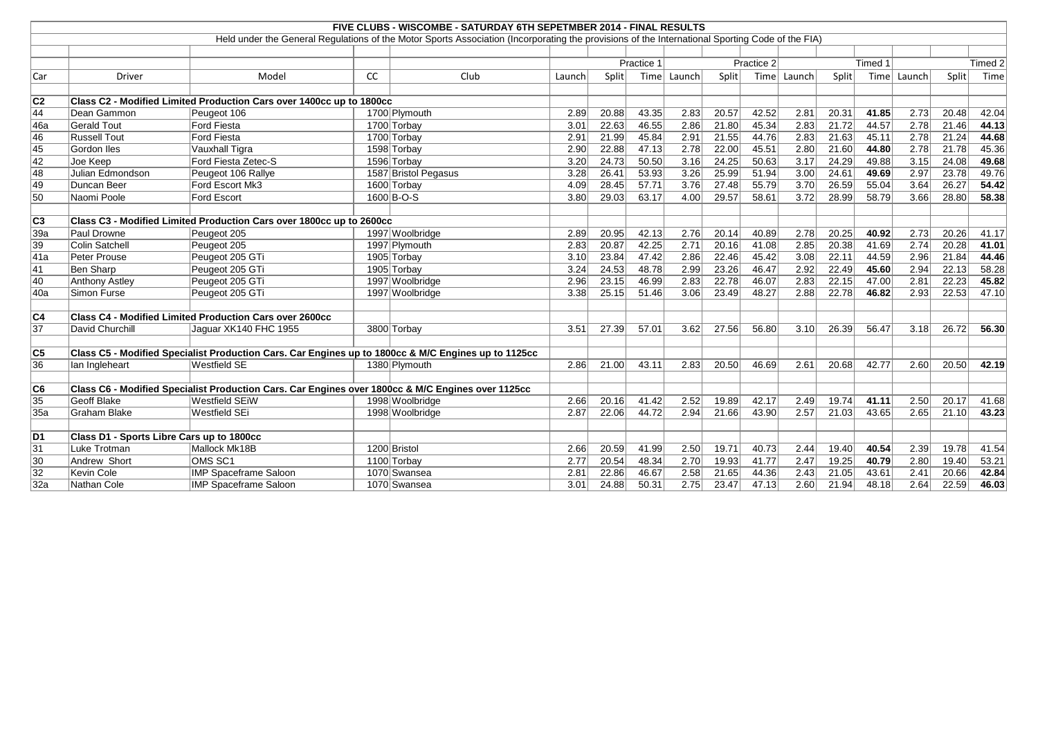# FIVE CLUBS - WISCOMBE - SATURDAY 6TH SEPETMBER 2014 - FINAL RESULTS

Held under the General Regulations of the Motor Sports Association (Incorporating the provisions of the International Sporting Code of the FIA)

| | | | | | | | Practice 1 | | | Practice 2 | | | Timed 1 | | | Timed 2 |
|---|---|---|---|---|---|---|---|---|---|---|---|---|---|---|---|---|
| Car | Driver | Model | CC | Club | Launch | Split | Time | Launch | Split | Time | Launch | Split | Time | Launch | Split | Time |
| **C2** | **Class C2 - Modified Limited Production Cars over 1400cc up to 1800cc** | | | | | | | | | | | | | | | |
| 44 | Dean Gammon | Peugeot 106 | 1700 | Plymouth | 2.89 | 20.88 | 43.35 | 2.83 | 20.57 | 42.52 | 2.81 | 20.31 | **41.85** | 2.73 | 20.48 | 42.04 |
| 46a | Gerald Tout | Ford Fiesta | 1700 | Torbay | 3.01 | 22.63 | 46.55 | 2.86 | 21.80 | 45.34 | 2.83 | 21.72 | 44.57 | 2.78 | 21.46 | **44.13** |
| 46 | Russell Tout | Ford Fiesta | 1700 | Torbay | 2.91 | 21.99 | 45.84 | 2.91 | 21.55 | 44.76 | 2.83 | 21.63 | 45.11 | 2.78 | 21.24 | **44.68** |
| 45 | Gordon Iles | Vauxhall Tigra | 1598 | Torbay | 2.90 | 22.88 | 47.13 | 2.78 | 22.00 | 45.51 | 2.80 | 21.60 | **44.80** | 2.78 | 21.78 | 45.36 |
| 42 | Joe Keep | Ford Fiesta Zetec-S | 1596 | Torbay | 3.20 | 24.73 | 50.50 | 3.16 | 24.25 | 50.63 | 3.17 | 24.29 | 49.88 | 3.15 | 24.08 | **49.68** |
| 48 | Julian Edmondson | Peugeot 106 Rallye | 1587 | Bristol Pegasus | 3.28 | 26.41 | 53.93 | 3.26 | 25.99 | 51.94 | 3.00 | 24.61 | **49.69** | 2.97 | 23.78 | 49.76 |
| 49 | Duncan Beer | Ford Escort Mk3 | 1600 | Torbay | 4.09 | 28.45 | 57.71 | 3.76 | 27.48 | 55.79 | 3.70 | 26.59 | 55.04 | 3.64 | 26.27 | **54.42** |
| 50 | Naomi Poole | Ford Escort | 1600 | B-O-S | 3.80 | 29.03 | 63.17 | 4.00 | 29.57 | 58.61 | 3.72 | 28.99 | 58.79 | 3.66 | 28.80 | **58.38** |
| **C3** | **Class C3 - Modified Limited Production Cars over 1800cc up to 2600cc** | | | | | | | | | | | | | | | |
| 39a | Paul Drowne | Peugeot 205 | 1997 | Woolbridge | 2.89 | 20.95 | 42.13 | 2.76 | 20.14 | 40.89 | 2.78 | 20.25 | **40.92** | 2.73 | 20.26 | 41.17 |
| 39 | Colin Satchell | Peugeot 205 | 1997 | Plymouth | 2.83 | 20.87 | 42.25 | 2.71 | 20.16 | 41.08 | 2.85 | 20.38 | 41.69 | 2.74 | 20.28 | **41.01** |
| 41a | Peter Prouse | Peugeot 205 GTi | 1905 | Torbay | 3.10 | 23.84 | 47.42 | 2.86 | 22.46 | 45.42 | 3.08 | 22.11 | 44.59 | 2.96 | 21.84 | **44.46** |
| 41 | Ben Sharp | Peugeot 205 GTi | 1905 | Torbay | 3.24 | 24.53 | 48.78 | 2.99 | 23.26 | 46.47 | 2.92 | 22.49 | **45.60** | 2.94 | 22.13 | 58.28 |
| 40 | Anthony Astley | Peugeot 205 GTi | 1997 | Woolbridge | 2.96 | 23.15 | 46.99 | 2.83 | 22.78 | 46.07 | 2.83 | 22.15 | 47.00 | 2.81 | 22.23 | **45.82** |
| 40a | Simon Furse | Peugeot 205 GTi | 1997 | Woolbridge | 3.38 | 25.15 | 51.46 | 3.06 | 23.49 | 48.27 | 2.88 | 22.78 | **46.82** | 2.93 | 22.53 | 47.10 |
| **C4** | **Class C4 - Modified Limited Production Cars over 2600cc** | | | | | | | | | | | | | | | |
| 37 | David Churchill | Jaguar XK140 FHC 1955 | 3800 | Torbay | 3.51 | 27.39 | 57.01 | 3.62 | 27.56 | 56.80 | 3.10 | 26.39 | 56.47 | 3.18 | 26.72 | **56.30** |
| **C5** | **Class C5 - Modified Specialist Production Cars. Car Engines up to 1800cc & M/C Engines up to 1125cc** | | | | | | | | | | | | | | | |
| 36 | Ian Ingleheart | Westfield SE | 1380 | Plymouth | 2.86 | 21.00 | 43.11 | 2.83 | 20.50 | 46.69 | 2.61 | 20.68 | 42.77 | 2.60 | 20.50 | **42.19** |
| **C6** | **Class C6 - Modified Specialist Production Cars. Car Engines over 1800cc & M/C Engines over 1125cc** | | | | | | | | | | | | | | | |
| 35 | Geoff Blake | Westfield SEiW | 1998 | Woolbridge | 2.66 | 20.16 | 41.42 | 2.52 | 19.89 | 42.17 | 2.49 | 19.74 | **41.11** | 2.50 | 20.17 | 41.68 |
| 35a | Graham Blake | Westfield SEi | 1998 | Woolbridge | 2.87 | 22.06 | 44.72 | 2.94 | 21.66 | 43.90 | 2.57 | 21.03 | 43.65 | 2.65 | 21.10 | **43.23** |
| **D1** | **Class D1 - Sports Libre Cars up to 1800cc** | | | | | | | | | | | | | | | |
| 31 | Luke Trotman | Mallock Mk18B | 1200 | Bristol | 2.66 | 20.59 | 41.99 | 2.50 | 19.71 | 40.73 | 2.44 | 19.40 | **40.54** | 2.39 | 19.78 | 41.54 |
| 30 | Andrew Short | OMS SC1 | 1100 | Torbay | 2.77 | 20.54 | 48.34 | 2.70 | 19.93 | 41.77 | 2.47 | 19.25 | **40.79** | 2.80 | 19.40 | 53.21 |
| 32 | Kevin Cole | IMP Spaceframe Saloon | 1070 | Swansea | 2.81 | 22.86 | 46.67 | 2.58 | 21.65 | 44.36 | 2.43 | 21.05 | 43.61 | 2.41 | 20.66 | **42.84** |
| 32a | Nathan Cole | IMP Spaceframe Saloon | 1070 | Swansea | 3.01 | 24.88 | 50.31 | 2.75 | 23.47 | 47.13 | 2.60 | 21.94 | 48.18 | 2.64 | 22.59 | **46.03** |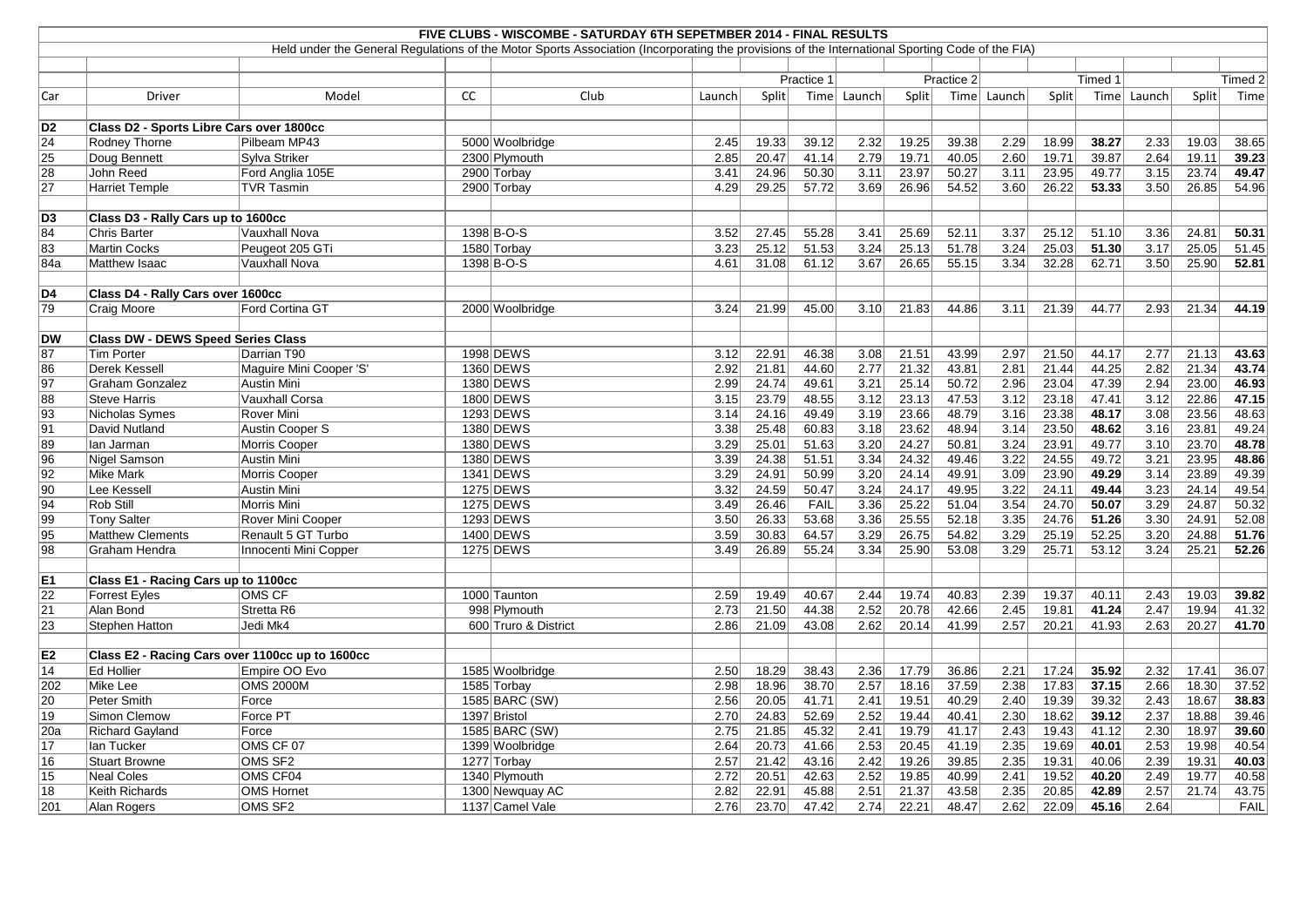# FIVE CLUBS - WISCOMBE - SATURDAY 6TH SEPETMBER 2014 - FINAL RESULTS

Held under the General Regulations of the Motor Sports Association (Incorporating the provisions of the International Sporting Code of the FIA)

| | | | | | | Practice 1 | | | Practice 2 | | | Timed 1 | | | Timed 2 | |
|---|---|---|---|---|---|---|---|---|---|---|---|---|---|---|---|---|
| Car | Driver | Model | CC | Club | Launch | Split | Time | Launch | Split | Time | Launch | Split | Time | Launch | Split | Time |
| **D2** | **Class D2 - Sports Libre Cars over 1800cc** | | | | | | | | | | | | | | | |
| 24 | Rodney Thorne | Pilbeam MP43 | 5000 | Woolbridge | 2.45 | 19.33 | 39.12 | 2.32 | 19.25 | 39.38 | 2.29 | 18.99 | **38.27** | 2.33 | 19.03 | 38.65 |
| 25 | Doug Bennett | Sylva Striker | 2300 | Plymouth | 2.85 | 20.47 | 41.14 | 2.79 | 19.71 | 40.05 | 2.60 | 19.71 | 39.87 | 2.64 | 19.11 | **39.23** |
| 28 | John Reed | Ford Anglia 105E | 2900 | Torbay | 3.41 | 24.96 | 50.30 | 3.11 | 23.97 | 50.27 | 3.11 | 23.95 | 49.77 | 3.15 | 23.74 | **49.47** |
| 27 | Harriet Temple | TVR Tasmin | 2900 | Torbay | 4.29 | 29.25 | 57.72 | 3.69 | 26.96 | 54.52 | 3.60 | 26.22 | **53.33** | 3.50 | 26.85 | 54.96 |
| **D3** | **Class D3 - Rally Cars up to 1600cc** | | | | | | | | | | | | | | | |
| 84 | Chris Barter | Vauxhall Nova | 1398 | B-O-S | 3.52 | 27.45 | 55.28 | 3.41 | 25.69 | 52.11 | 3.37 | 25.12 | 51.10 | 3.36 | 24.81 | **50.31** |
| 83 | Martin Cocks | Peugeot 205 GTi | 1580 | Torbay | 3.23 | 25.12 | 51.53 | 3.24 | 25.13 | 51.78 | 3.24 | 25.03 | **51.30** | 3.17 | 25.05 | 51.45 |
| 84a | Matthew Isaac | Vauxhall Nova | 1398 | B-O-S | 4.61 | 31.08 | 61.12 | 3.67 | 26.65 | 55.15 | 3.34 | 32.28 | 62.71 | 3.50 | 25.90 | **52.81** |
| **D4** | **Class D4 - Rally Cars over 1600cc** | | | | | | | | | | | | | | | |
| 79 | Craig Moore | Ford Cortina GT | 2000 | Woolbridge | 3.24 | 21.99 | 45.00 | 3.10 | 21.83 | 44.86 | 3.11 | 21.39 | 44.77 | 2.93 | 21.34 | **44.19** |
| **DW** | **Class DW - DEWS Speed Series Class** | | | | | | | | | | | | | | | |
| 87 | Tim Porter | Darrian T90 | 1998 | DEWS | 3.12 | 22.91 | 46.38 | 3.08 | 21.51 | 43.99 | 2.97 | 21.50 | 44.17 | 2.77 | 21.13 | **43.63** |
| 86 | Derek Kessell | Maguire Mini Cooper 'S' | 1360 | DEWS | 2.92 | 21.81 | 44.60 | 2.77 | 21.32 | 43.81 | 2.81 | 21.44 | 44.25 | 2.82 | 21.34 | **43.74** |
| 97 | Graham Gonzalez | Austin Mini | 1380 | DEWS | 2.99 | 24.74 | 49.61 | 3.21 | 25.14 | 50.72 | 2.96 | 23.04 | 47.39 | 2.94 | 23.00 | **46.93** |
| 88 | Steve Harris | Vauxhall Corsa | 1800 | DEWS | 3.15 | 23.79 | 48.55 | 3.12 | 23.13 | 47.53 | 3.12 | 23.18 | 47.41 | 3.12 | 22.86 | **47.15** |
| 93 | Nicholas Symes | Rover Mini | 1293 | DEWS | 3.14 | 24.16 | 49.49 | 3.19 | 23.66 | 48.79 | 3.16 | 23.38 | **48.17** | 3.08 | 23.56 | 48.63 |
| 91 | David Nutland | Austin Cooper S | 1380 | DEWS | 3.38 | 25.48 | 60.83 | 3.18 | 23.62 | 48.94 | 3.14 | 23.50 | **48.62** | 3.16 | 23.81 | 49.24 |
| 89 | Ian Jarman | Morris Cooper | 1380 | DEWS | 3.29 | 25.01 | 51.63 | 3.20 | 24.27 | 50.81 | 3.24 | 23.91 | 49.77 | 3.10 | 23.70 | **48.78** |
| 96 | Nigel Samson | Austin Mini | 1380 | DEWS | 3.39 | 24.38 | 51.51 | 3.34 | 24.32 | 49.46 | 3.22 | 24.55 | 49.72 | 3.21 | 23.95 | **48.86** |
| 92 | Mike Mark | Morris Cooper | 1341 | DEWS | 3.29 | 24.91 | 50.99 | 3.20 | 24.14 | 49.91 | 3.09 | 23.90 | **49.29** | 3.14 | 23.89 | 49.39 |
| 90 | Lee Kessell | Austin Mini | 1275 | DEWS | 3.32 | 24.59 | 50.47 | 3.24 | 24.17 | 49.95 | 3.22 | 24.11 | **49.44** | 3.23 | 24.14 | 49.54 |
| 94 | Rob Still | Morris Mini | 1275 | DEWS | 3.49 | 26.46 | FAIL | 3.36 | 25.22 | 51.04 | 3.54 | 24.70 | **50.07** | 3.29 | 24.87 | 50.32 |
| 99 | Tony Salter | Rover Mini Cooper | 1293 | DEWS | 3.50 | 26.33 | 53.68 | 3.36 | 25.55 | 52.18 | 3.35 | 24.76 | **51.26** | 3.30 | 24.91 | 52.08 |
| 95 | Matthew Clements | Renault 5 GT Turbo | 1400 | DEWS | 3.59 | 30.83 | 64.57 | 3.29 | 26.75 | 54.82 | 3.29 | 25.19 | 52.25 | 3.20 | 24.88 | **51.76** |
| 98 | Graham Hendra | Innocenti Mini Copper | 1275 | DEWS | 3.49 | 26.89 | 55.24 | 3.34 | 25.90 | 53.08 | 3.29 | 25.71 | 53.12 | 3.24 | 25.21 | **52.26** |
| **E1** | **Class E1 - Racing Cars up to 1100cc** | | | | | | | | | | | | | | | |
| 22 | Forrest Eyles | OMS CF | 1000 | Taunton | 2.59 | 19.49 | 40.67 | 2.44 | 19.74 | 40.83 | 2.39 | 19.37 | 40.11 | 2.43 | 19.03 | **39.82** |
| 21 | Alan Bond | Stretta R6 | 998 | Plymouth | 2.73 | 21.50 | 44.38 | 2.52 | 20.78 | 42.66 | 2.45 | 19.81 | **41.24** | 2.47 | 19.94 | 41.32 |
| 23 | Stephen Hatton | Jedi Mk4 | 600 | Truro & District | 2.86 | 21.09 | 43.08 | 2.62 | 20.14 | 41.99 | 2.57 | 20.21 | 41.93 | 2.63 | 20.27 | **41.70** |
| **E2** | **Class E2 - Racing Cars over 1100cc up to 1600cc** | | | | | | | | | | | | | | | |
| 14 | Ed Hollier | Empire OO Evo | 1585 | Woolbridge | 2.50 | 18.29 | 38.43 | 2.36 | 17.79 | 36.86 | 2.21 | 17.24 | **35.92** | 2.32 | 17.41 | 36.07 |
| 202 | Mike Lee | OMS 2000M | 1585 | Torbay | 2.98 | 18.96 | 38.70 | 2.57 | 18.16 | 37.59 | 2.38 | 17.83 | **37.15** | 2.66 | 18.30 | 37.52 |
| 20 | Peter Smith | Force | 1585 | BARC (SW) | 2.56 | 20.05 | 41.71 | 2.41 | 19.51 | 40.29 | 2.40 | 19.39 | 39.32 | 2.43 | 18.67 | **38.83** |
| 19 | Simon Clemow | Force PT | 1397 | Bristol | 2.70 | 24.83 | 52.69 | 2.52 | 19.44 | 40.41 | 2.30 | 18.62 | **39.12** | 2.37 | 18.88 | 39.46 |
| 20a | Richard Gayland | Force | 1585 | BARC (SW) | 2.75 | 21.85 | 45.32 | 2.41 | 19.79 | 41.17 | 2.43 | 19.43 | 41.12 | 2.30 | 18.97 | **39.60** |
| 17 | Ian Tucker | OMS CF 07 | 1399 | Woolbridge | 2.64 | 20.73 | 41.66 | 2.53 | 20.45 | 41.19 | 2.35 | 19.69 | **40.01** | 2.53 | 19.98 | 40.54 |
| 16 | Stuart Browne | OMS SF2 | 1277 | Torbay | 2.57 | 21.42 | 43.16 | 2.42 | 19.26 | 39.85 | 2.35 | 19.31 | 40.06 | 2.39 | 19.31 | **40.03** |
| 15 | Neal Coles | OMS CF04 | 1340 | Plymouth | 2.72 | 20.51 | 42.63 | 2.52 | 19.85 | 40.99 | 2.41 | 19.52 | **40.20** | 2.49 | 19.77 | 40.58 |
| 18 | Keith Richards | OMS Hornet | 1300 | Newquay AC | 2.82 | 22.91 | 45.88 | 2.51 | 21.37 | 43.58 | 2.35 | 20.85 | **42.89** | 2.57 | 21.74 | 43.75 |
| 201 | Alan Rogers | OMS SF2 | 1137 | Camel Vale | 2.76 | 23.70 | 47.42 | 2.74 | 22.21 | 48.47 | 2.62 | 22.09 | **45.16** | 2.64 | | FAIL |